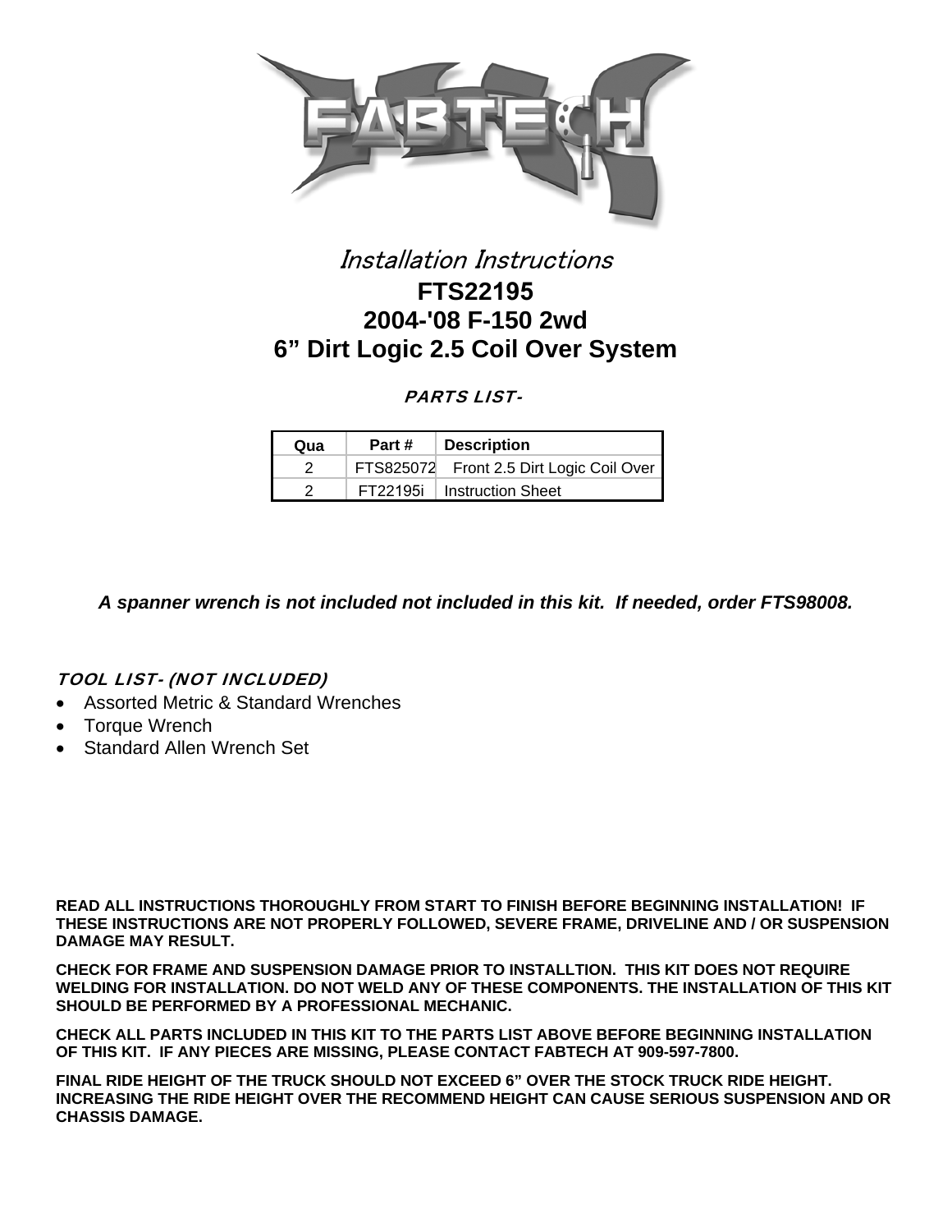# Installation Instructions

## FTS22195
## 2004-'08 F-150 2wd
## 6" Dirt Logic 2.5 Coil Over System

### PARTS LIST-

| Qua | Part # | Description |
|---|---|---|
| 2 | FTS825072 | Front 2.5 Dirt Logic Coil Over |
| 2 | FT22195i | Instruction Sheet |

***A spanner wrench is not included not included in this kit. If needed, order FTS98008.***

### TOOL LIST- (NOT INCLUDED)

- Assorted Metric & Standard Wrenches
- Torque Wrench
- Standard Allen Wrench Set

**READ ALL INSTRUCTIONS THOROUGHLY FROM START TO FINISH BEFORE BEGINNING INSTALLATION! IF THESE INSTRUCTIONS ARE NOT PROPERLY FOLLOWED, SEVERE FRAME, DRIVELINE AND / OR SUSPENSION DAMAGE MAY RESULT.**

**CHECK FOR FRAME AND SUSPENSION DAMAGE PRIOR TO INSTALLTION. THIS KIT DOES NOT REQUIRE WELDING FOR INSTALLATION. DO NOT WELD ANY OF THESE COMPONENTS. THE INSTALLATION OF THIS KIT SHOULD BE PERFORMED BY A PROFESSIONAL MECHANIC.**

**CHECK ALL PARTS INCLUDED IN THIS KIT TO THE PARTS LIST ABOVE BEFORE BEGINNING INSTALLATION OF THIS KIT. IF ANY PIECES ARE MISSING, PLEASE CONTACT FABTECH AT 909-597-7800.**

**FINAL RIDE HEIGHT OF THE TRUCK SHOULD NOT EXCEED 6" OVER THE STOCK TRUCK RIDE HEIGHT. INCREASING THE RIDE HEIGHT OVER THE RECOMMEND HEIGHT CAN CAUSE SERIOUS SUSPENSION AND OR CHASSIS DAMAGE.**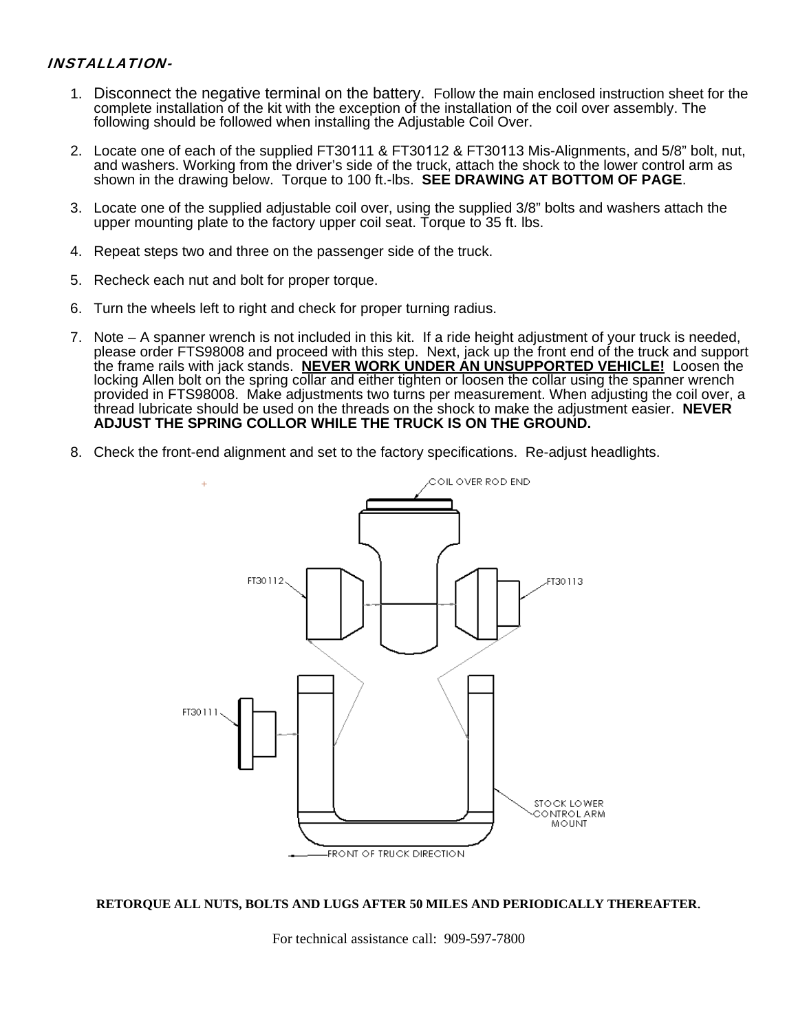***INSTALLATION-***

1. Disconnect the negative terminal on the battery. Follow the main enclosed instruction sheet for the complete installation of the kit with the exception of the installation of the coil over assembly. The following should be followed when installing the Adjustable Coil Over.

2. Locate one of each of the supplied FT30111 & FT30112 & FT30113 Mis-Alignments, and 5/8" bolt, nut, and washers. Working from the driver's side of the truck, attach the shock to the lower control arm as shown in the drawing below. Torque to 100 ft.-lbs. **SEE DRAWING AT BOTTOM OF PAGE**.

3. Locate one of the supplied adjustable coil over, using the supplied 3/8" bolts and washers attach the upper mounting plate to the factory upper coil seat. Torque to 35 ft. lbs.

4. Repeat steps two and three on the passenger side of the truck.

5. Recheck each nut and bolt for proper torque.

6. Turn the wheels left to right and check for proper turning radius.

7. Note – A spanner wrench is not included in this kit. If a ride height adjustment of your truck is needed, please order FTS98008 and proceed with this step. Next, jack up the front end of the truck and support the frame rails with jack stands. **NEVER WORK UNDER AN UNSUPPORTED VEHICLE!** Loosen the locking Allen bolt on the spring collar and either tighten or loosen the collar using the spanner wrench provided in FTS98008. Make adjustments two turns per measurement. When adjusting the coil over, a thread lubricate should be used on the threads on the shock to make the adjustment easier. **NEVER ADJUST THE SPRING COLLOR WHILE THE TRUCK IS ON THE GROUND.**

8. Check the front-end alignment and set to the factory specifications. Re-adjust headlights.

COIL OVER ROD END

FT30112

FT30113

FT30111

STOCK LOWER CONTROL ARM MOUNT

FRONT OF TRUCK DIRECTION

**RETORQUE ALL NUTS, BOLTS AND LUGS AFTER 50 MILES AND PERIODICALLY THEREAFTER.**

For technical assistance call: 909-597-7800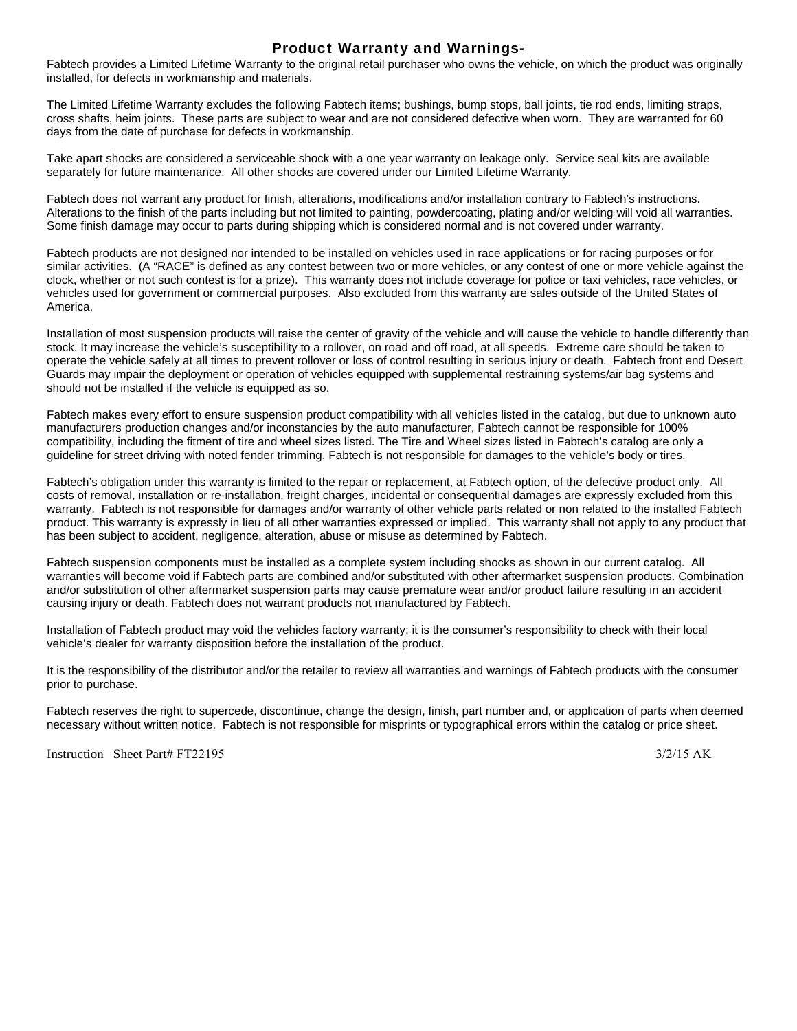## Product Warranty and Warnings-

Fabtech provides a Limited Lifetime Warranty to the original retail purchaser who owns the vehicle, on which the product was originally installed, for defects in workmanship and materials.

The Limited Lifetime Warranty excludes the following Fabtech items; bushings, bump stops, ball joints, tie rod ends, limiting straps, cross shafts, heim joints. These parts are subject to wear and are not considered defective when worn. They are warranted for 60 days from the date of purchase for defects in workmanship.

Take apart shocks are considered a serviceable shock with a one year warranty on leakage only. Service seal kits are available separately for future maintenance. All other shocks are covered under our Limited Lifetime Warranty.

Fabtech does not warrant any product for finish, alterations, modifications and/or installation contrary to Fabtech's instructions. Alterations to the finish of the parts including but not limited to painting, powdercoating, plating and/or welding will void all warranties. Some finish damage may occur to parts during shipping which is considered normal and is not covered under warranty.

Fabtech products are not designed nor intended to be installed on vehicles used in race applications or for racing purposes or for similar activities. (A "RACE" is defined as any contest between two or more vehicles, or any contest of one or more vehicle against the clock, whether or not such contest is for a prize). This warranty does not include coverage for police or taxi vehicles, race vehicles, or vehicles used for government or commercial purposes. Also excluded from this warranty are sales outside of the United States of America.

Installation of most suspension products will raise the center of gravity of the vehicle and will cause the vehicle to handle differently than stock. It may increase the vehicle's susceptibility to a rollover, on road and off road, at all speeds. Extreme care should be taken to operate the vehicle safely at all times to prevent rollover or loss of control resulting in serious injury or death. Fabtech front end Desert Guards may impair the deployment or operation of vehicles equipped with supplemental restraining systems/air bag systems and should not be installed if the vehicle is equipped as so.

Fabtech makes every effort to ensure suspension product compatibility with all vehicles listed in the catalog, but due to unknown auto manufacturers production changes and/or inconstancies by the auto manufacturer, Fabtech cannot be responsible for 100% compatibility, including the fitment of tire and wheel sizes listed. The Tire and Wheel sizes listed in Fabtech's catalog are only a guideline for street driving with noted fender trimming. Fabtech is not responsible for damages to the vehicle's body or tires.

Fabtech's obligation under this warranty is limited to the repair or replacement, at Fabtech option, of the defective product only. All costs of removal, installation or re-installation, freight charges, incidental or consequential damages are expressly excluded from this warranty. Fabtech is not responsible for damages and/or warranty of other vehicle parts related or non related to the installed Fabtech product. This warranty is expressly in lieu of all other warranties expressed or implied. This warranty shall not apply to any product that has been subject to accident, negligence, alteration, abuse or misuse as determined by Fabtech.

Fabtech suspension components must be installed as a complete system including shocks as shown in our current catalog. All warranties will become void if Fabtech parts are combined and/or substituted with other aftermarket suspension products. Combination and/or substitution of other aftermarket suspension parts may cause premature wear and/or product failure resulting in an accident causing injury or death. Fabtech does not warrant products not manufactured by Fabtech.

Installation of Fabtech product may void the vehicles factory warranty; it is the consumer's responsibility to check with their local vehicle's dealer for warranty disposition before the installation of the product.

It is the responsibility of the distributor and/or the retailer to review all warranties and warnings of Fabtech products with the consumer prior to purchase.

Fabtech reserves the right to supercede, discontinue, change the design, finish, part number and, or application of parts when deemed necessary without written notice. Fabtech is not responsible for misprints or typographical errors within the catalog or price sheet.

Instruction Sheet Part# FT22195 3/2/15 AK